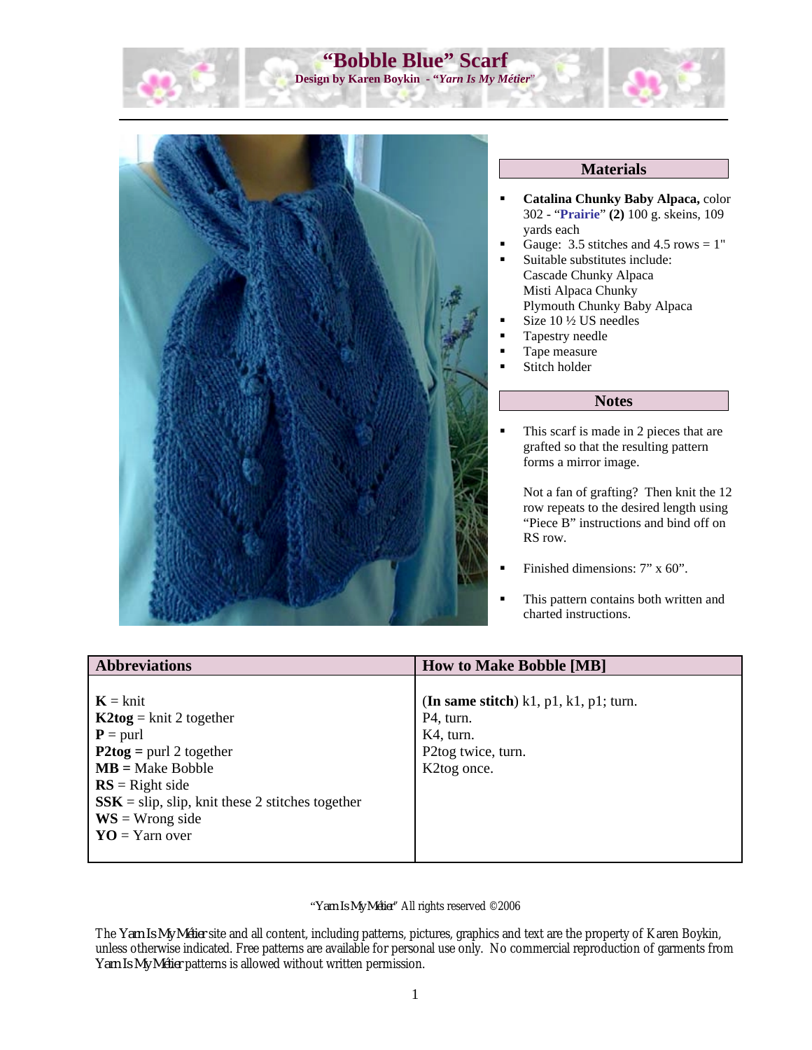# "Bobble Blue" Scarf

**Design by Karen Boykin - *"Yarn Is My Métier"***

## Materials

- **Catalina Chunky Baby Alpaca,** color 302 - "**Prairie**" **(2)** 100 g. skeins, 109 yards each
- Gauge: 3.5 stitches and 4.5 rows = 1"
- Suitable substitutes include:
  Cascade Chunky Alpaca
  Misti Alpaca Chunky
  Plymouth Chunky Baby Alpaca
- Size 10 ½ US needles
- Tapestry needle
- Tape measure
- Stitch holder

## Notes

- This scarf is made in 2 pieces that are grafted so that the resulting pattern forms a mirror image.

  Not a fan of grafting? Then knit the 12 row repeats to the desired length using "Piece B" instructions and bind off on RS row.

- Finished dimensions: 7" x 60".

- This pattern contains both written and charted instructions.

## Abbreviations

**K** = knit
**K2tog** = knit 2 together
**P** = purl
**P2tog =** purl 2 together
**MB =** Make Bobble
**RS** = Right side
**SSK** = slip, slip, knit these 2 stitches together
**WS** = Wrong side
**YO** = Yarn over

## How to Make Bobble [MB]

(**In same stitch**) k1, p1, k1, p1; turn.
P4, turn.
K4, turn.
P2tog twice, turn.
K2tog once.

"Yarn Is My Métier" All rights reserved ©2006

The Yarn Is My Métier site and all content, including patterns, pictures, graphics and text are the property of Karen Boykin, unless otherwise indicated. Free patterns are available for personal use only. No commercial reproduction of garments from Yarn Is My Métier patterns is allowed without written permission.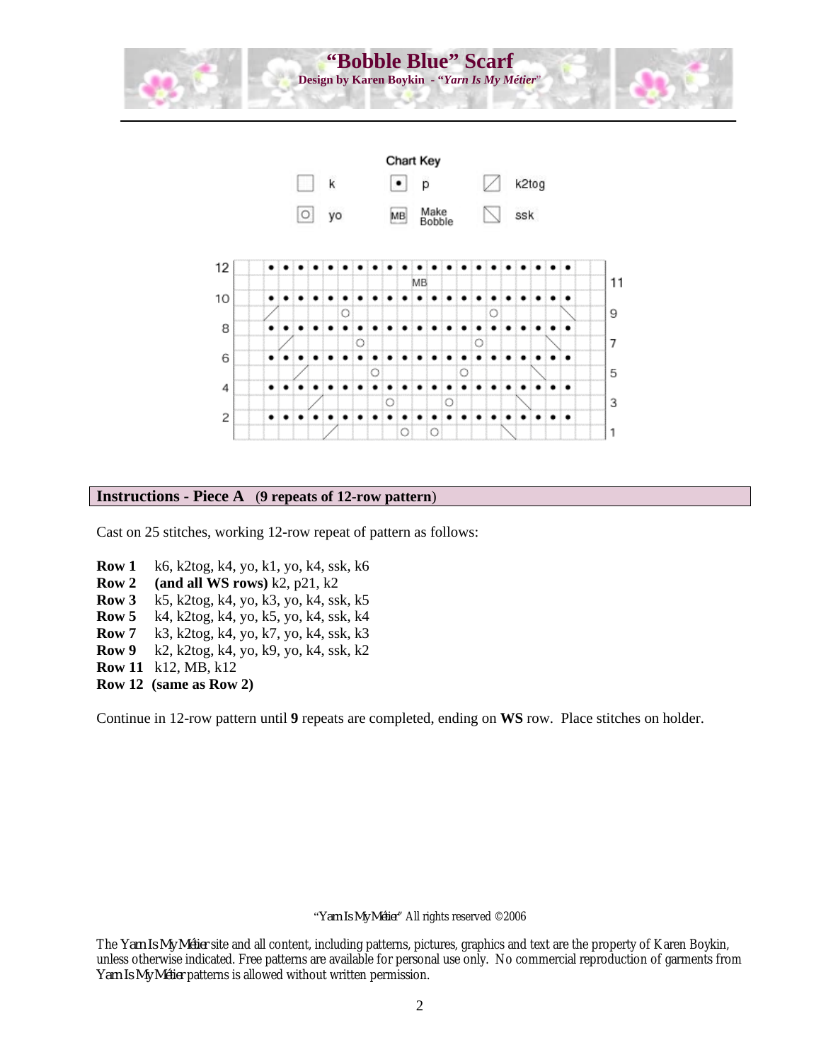# "Bobble Blue" Scarf

**Design by Karen Boykin - *"Yarn Is My Métier"***

Chart Key

| Symbol | Meaning |
|---|---|
| (blank) | k |
| • | p |
| / | k2tog |
| O | yo |
| MB | Make Bobble |
| \ | ssk |

## Instructions - Piece A (9 repeats of 12-row pattern)

Cast on 25 stitches, working 12-row repeat of pattern as follows:

**Row 1** k6, k2tog, k4, yo, k1, yo, k4, ssk, k6
**Row 2** **(and all WS rows)** k2, p21, k2
**Row 3** k5, k2tog, k4, yo, k3, yo, k4, ssk, k5
**Row 5** k4, k2tog, k4, yo, k5, yo, k4, ssk, k4
**Row 7** k3, k2tog, k4, yo, k7, yo, k4, ssk, k3
**Row 9** k2, k2tog, k4, yo, k9, yo, k4, ssk, k2
**Row 11** k12, MB, k12
**Row 12** **(same as Row 2)**

Continue in 12-row pattern until **9** repeats are completed, ending on **WS** row. Place stitches on holder.

"Yarn Is My Métier" All rights reserved ©2006

The Yarn Is My Métier site and all content, including patterns, pictures, graphics and text are the property of Karen Boykin, unless otherwise indicated. Free patterns are available for personal use only. No commercial reproduction of garments from Yarn Is My Métier patterns is allowed without written permission.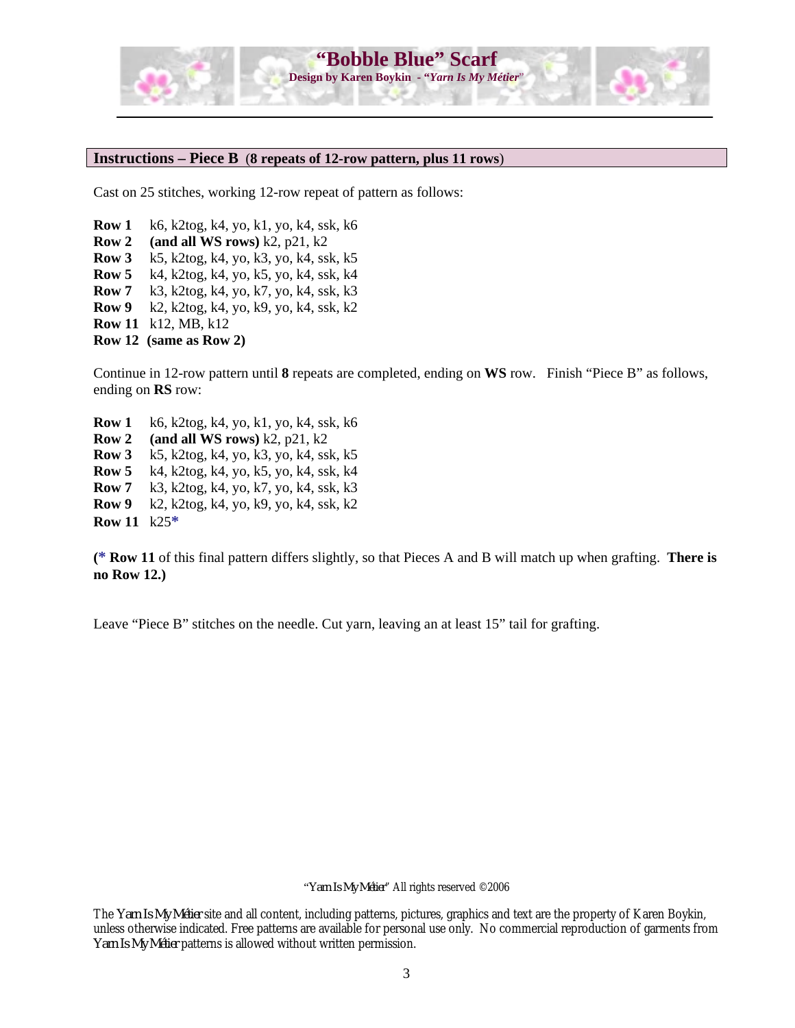## Instructions – Piece B (8 repeats of 12-row pattern, plus 11 rows)

Cast on 25 stitches, working 12-row repeat of pattern as follows:

**Row 1** k6, k2tog, k4, yo, k1, yo, k4, ssk, k6
**Row 2 (and all WS rows)** k2, p21, k2
**Row 3** k5, k2tog, k4, yo, k3, yo, k4, ssk, k5
**Row 5** k4, k2tog, k4, yo, k5, yo, k4, ssk, k4
**Row 7** k3, k2tog, k4, yo, k7, yo, k4, ssk, k3
**Row 9** k2, k2tog, k4, yo, k9, yo, k4, ssk, k2
**Row 11** k12, MB, k12
**Row 12 (same as Row 2)**

Continue in 12-row pattern until **8** repeats are completed, ending on **WS** row. Finish "Piece B" as follows, ending on **RS** row:

**Row 1** k6, k2tog, k4, yo, k1, yo, k4, ssk, k6
**Row 2 (and all WS rows)** k2, p21, k2
**Row 3** k5, k2tog, k4, yo, k3, yo, k4, ssk, k5
**Row 5** k4, k2tog, k4, yo, k5, yo, k4, ssk, k4
**Row 7** k3, k2tog, k4, yo, k7, yo, k4, ssk, k3
**Row 9** k2, k2tog, k4, yo, k9, yo, k4, ssk, k2
**Row 11** k25*

**(* Row 11** of this final pattern differs slightly, so that Pieces A and B will match up when grafting. **There is no Row 12.)**

Leave "Piece B" stitches on the needle. Cut yarn, leaving an at least 15" tail for grafting.

"Yarn Is My Métier" All rights reserved ©2006

The Yarn Is My Métier site and all content, including patterns, pictures, graphics and text are the property of Karen Boykin, unless otherwise indicated. Free patterns are available for personal use only. No commercial reproduction of garments from Yarn Is My Métier patterns is allowed without written permission.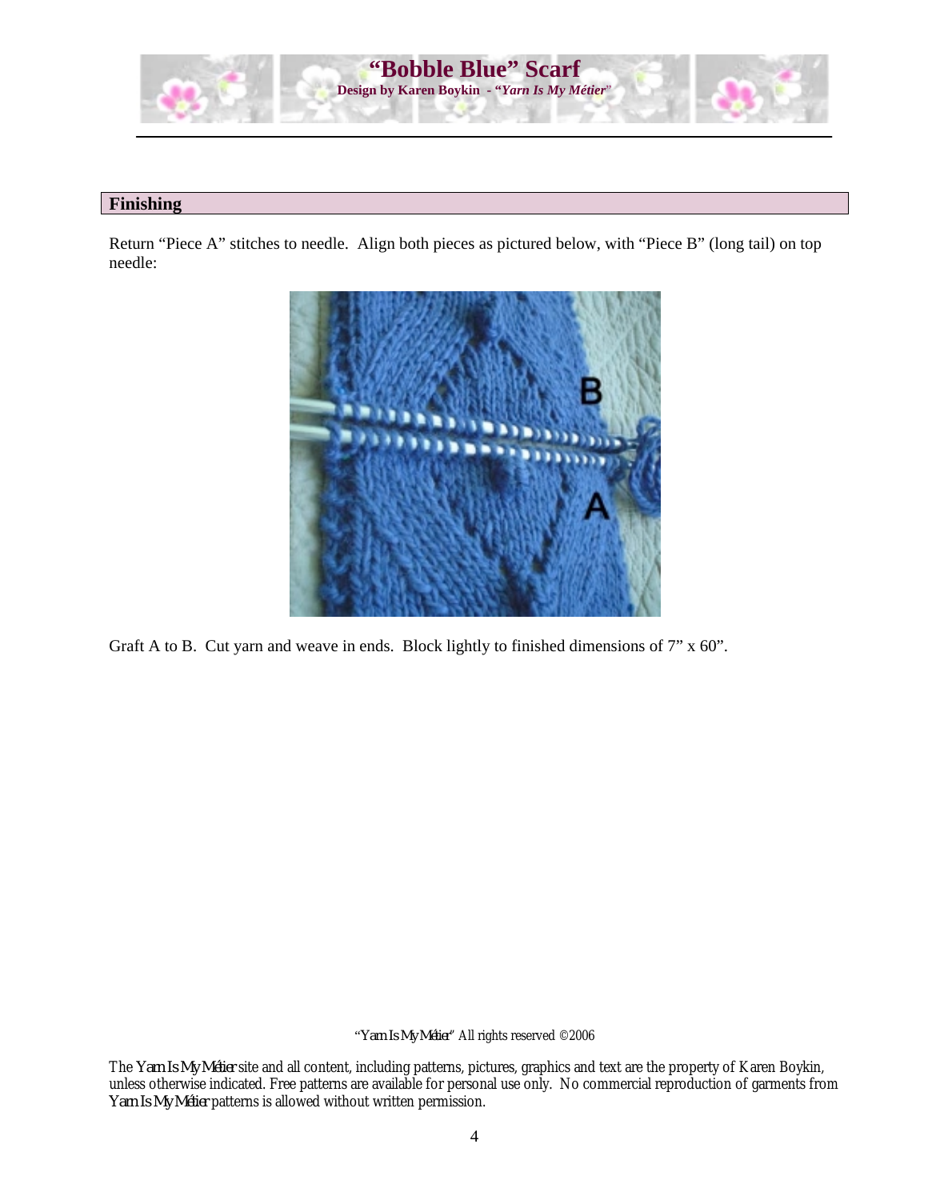## Finishing

Return "Piece A" stitches to needle. Align both pieces as pictured below, with "Piece B" (long tail) on top needle:

Graft A to B. Cut yarn and weave in ends. Block lightly to finished dimensions of 7" x 60".

"Yarn Is My Métier" All rights reserved ©2006

The Yarn Is My Métier site and all content, including patterns, pictures, graphics and text are the property of Karen Boykin, unless otherwise indicated. Free patterns are available for personal use only. No commercial reproduction of garments from Yarn Is My Métier patterns is allowed without written permission.